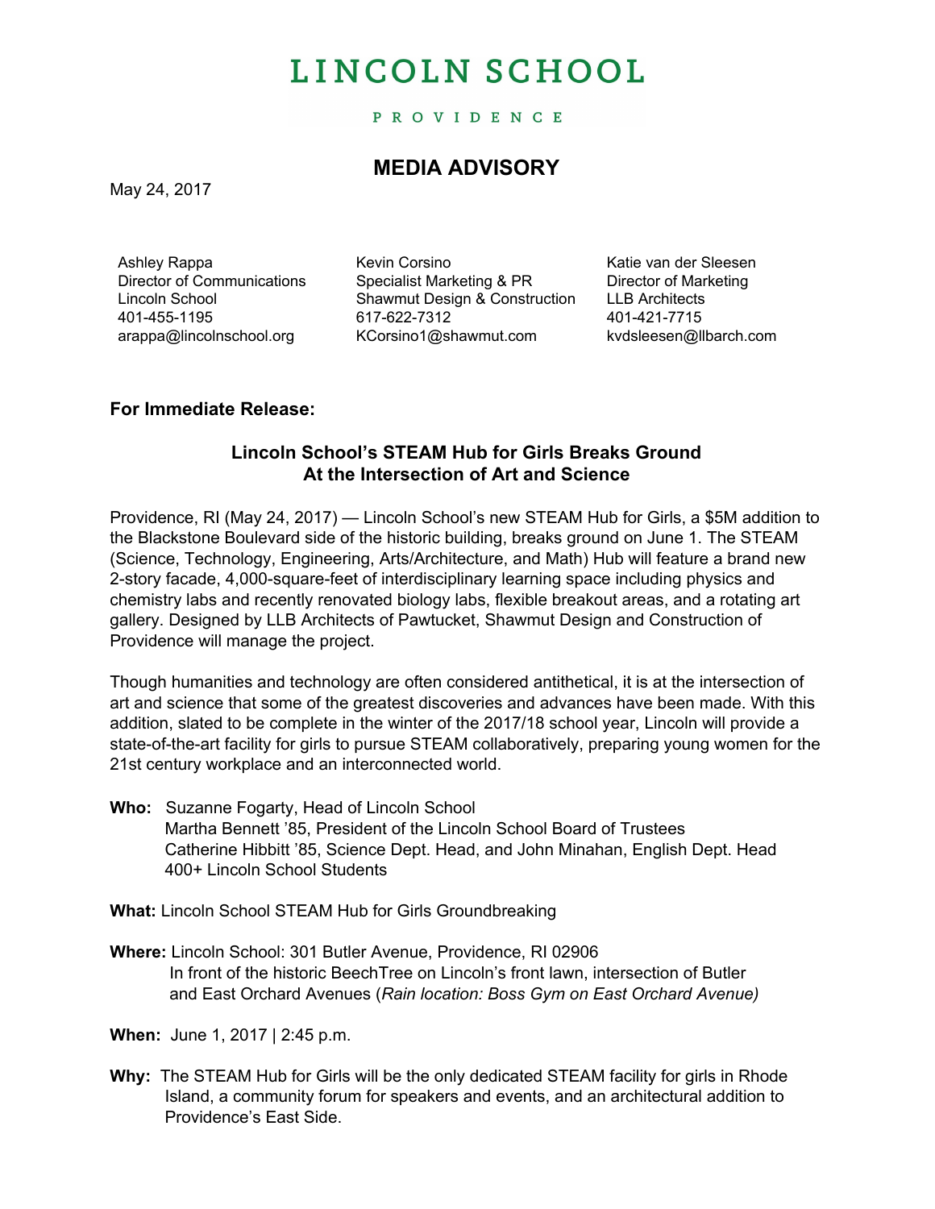# LINCOLN SCHOOL

PROVIDENCE

## MEDIA ADVISORY

May 24, 2017

Ashley Rappa
Director of Communications
Lincoln School
401-455-1195
arappa@lincolnschool.org

Kevin Corsino
Specialist Marketing & PR
Shawmut Design & Construction
617-622-7312
KCorsino1@shawmut.com

Katie van der Sleesen
Director of Marketing
LLB Architects
401-421-7715
kvdsleesen@llbarch.com

**For Immediate Release:**

**Lincoln School's STEAM Hub for Girls Breaks Ground At the Intersection of Art and Science**

Providence, RI (May 24, 2017) — Lincoln School's new STEAM Hub for Girls, a $5M addition to the Blackstone Boulevard side of the historic building, breaks ground on June 1. The STEAM (Science, Technology, Engineering, Arts/Architecture, and Math) Hub will feature a brand new 2-story facade, 4,000-square-feet of interdisciplinary learning space including physics and chemistry labs and recently renovated biology labs, flexible breakout areas, and a rotating art gallery. Designed by LLB Architects of Pawtucket, Shawmut Design and Construction of Providence will manage the project.

Though humanities and technology are often considered antithetical, it is at the intersection of art and science that some of the greatest discoveries and advances have been made. With this addition, slated to be complete in the winter of the 2017/18 school year, Lincoln will provide a state-of-the-art facility for girls to pursue STEAM collaboratively, preparing young women for the 21st century workplace and an interconnected world.

**Who:** Suzanne Fogarty, Head of Lincoln School
Martha Bennett '85, President of the Lincoln School Board of Trustees
Catherine Hibbitt '85, Science Dept. Head, and John Minahan, English Dept. Head
400+ Lincoln School Students

**What:** Lincoln School STEAM Hub for Girls Groundbreaking

**Where:** Lincoln School: 301 Butler Avenue, Providence, RI 02906
In front of the historic BeechTree on Lincoln's front lawn, intersection of Butler and East Orchard Avenues (*Rain location: Boss Gym on East Orchard Avenue)*

**When:** June 1, 2017 | 2:45 p.m.

**Why:** The STEAM Hub for Girls will be the only dedicated STEAM facility for girls in Rhode Island, a community forum for speakers and events, and an architectural addition to Providence's East Side.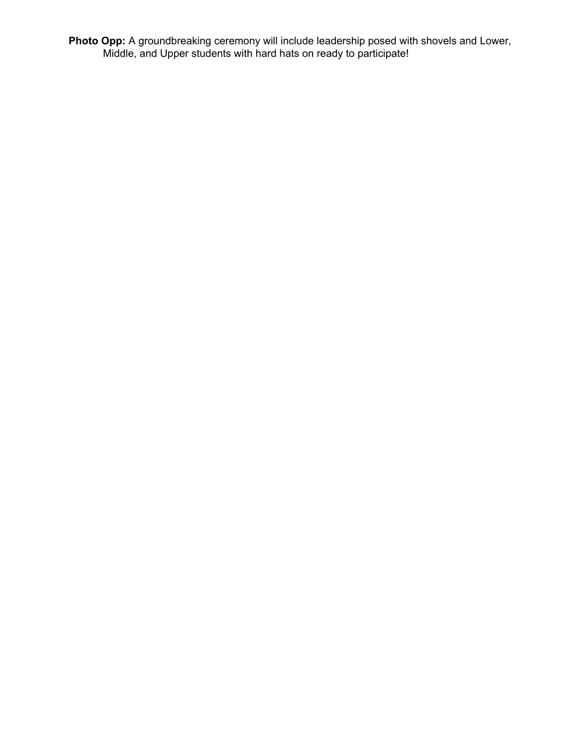**Photo Opp:** A groundbreaking ceremony will include leadership posed with shovels and Lower, Middle, and Upper students with hard hats on ready to participate!